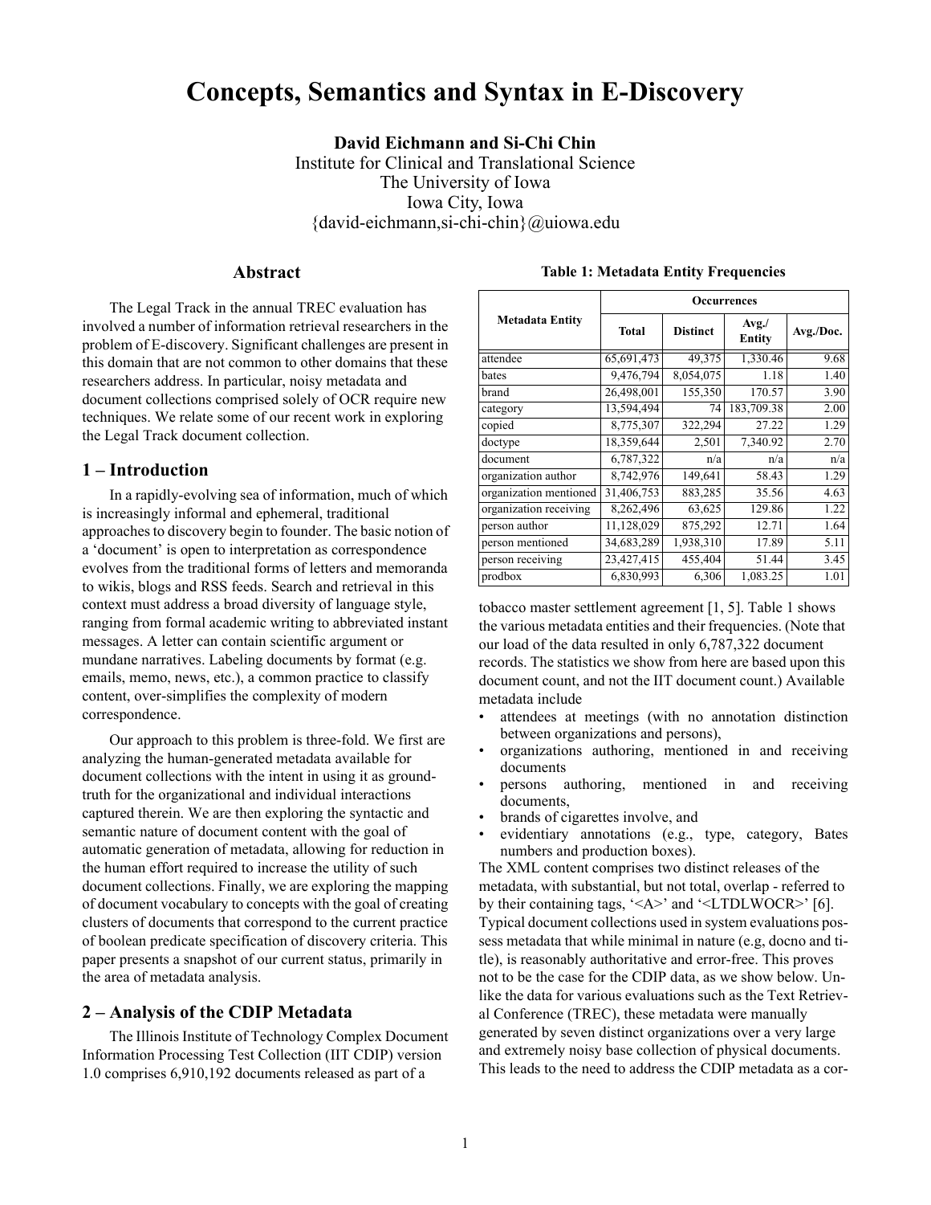# Concepts, Semantics and Syntax in E-Discovery

**David Eichmann and Si-Chi Chin**
Institute for Clinical and Translational Science
The University of Iowa
Iowa City, Iowa
{david-eichmann,si-chi-chin}@uiowa.edu

## Abstract

The Legal Track in the annual TREC evaluation has involved a number of information retrieval researchers in the problem of E-discovery. Significant challenges are present in this domain that are not common to other domains that these researchers address. In particular, noisy metadata and document collections comprised solely of OCR require new techniques. We relate some of our recent work in exploring the Legal Track document collection.

## 1 – Introduction

In a rapidly-evolving sea of information, much of which is increasingly informal and ephemeral, traditional approaches to discovery begin to founder. The basic notion of a 'document' is open to interpretation as correspondence evolves from the traditional forms of letters and memoranda to wikis, blogs and RSS feeds. Search and retrieval in this context must address a broad diversity of language style, ranging from formal academic writing to abbreviated instant messages. A letter can contain scientific argument or mundane narratives. Labeling documents by format (e.g. emails, memo, news, etc.), a common practice to classify content, over-simplifies the complexity of modern correspondence.

Our approach to this problem is three-fold. We first are analyzing the human-generated metadata available for document collections with the intent in using it as ground-truth for the organizational and individual interactions captured therein. We are then exploring the syntactic and semantic nature of document content with the goal of automatic generation of metadata, allowing for reduction in the human effort required to increase the utility of such document collections. Finally, we are exploring the mapping of document vocabulary to concepts with the goal of creating clusters of documents that correspond to the current practice of boolean predicate specification of discovery criteria. This paper presents a snapshot of our current status, primarily in the area of metadata analysis.

## 2 – Analysis of the CDIP Metadata

The Illinois Institute of Technology Complex Document Information Processing Test Collection (IIT CDIP) version 1.0 comprises 6,910,192 documents released as part of a tobacco master settlement agreement [1, 5]. Table 1 shows the various metadata entities and their frequencies. (Note that our load of the data resulted in only 6,787,322 document records. The statistics we show from here are based upon this document count, and not the IIT document count.) Available metadata include

**Table 1: Metadata Entity Frequencies**

| Metadata Entity | Occurrences | | | |
|---|---|---|---|---|
| | Total | Distinct | Avg./ Entity | Avg./Doc. |
| attendee | 65,691,473 | 49,375 | 1,330.46 | 9.68 |
| bates | 9,476,794 | 8,054,075 | 1.18 | 1.40 |
| brand | 26,498,001 | 155,350 | 170.57 | 3.90 |
| category | 13,594,494 | 74 | 183,709.38 | 2.00 |
| copied | 8,775,307 | 322,294 | 27.22 | 1.29 |
| doctype | 18,359,644 | 2,501 | 7,340.92 | 2.70 |
| document | 6,787,322 | n/a | n/a | n/a |
| organization author | 8,742,976 | 149,641 | 58.43 | 1.29 |
| organization mentioned | 31,406,753 | 883,285 | 35.56 | 4.63 |
| organization receiving | 8,262,496 | 63,625 | 129.86 | 1.22 |
| person author | 11,128,029 | 875,292 | 12.71 | 1.64 |
| person mentioned | 34,683,289 | 1,938,310 | 17.89 | 5.11 |
| person receiving | 23,427,415 | 455,404 | 51.44 | 3.45 |
| prodbox | 6,830,993 | 6,306 | 1,083.25 | 1.01 |

- attendees at meetings (with no annotation distinction between organizations and persons),
- organizations authoring, mentioned in and receiving documents
- persons authoring, mentioned in and receiving documents,
- brands of cigarettes involve, and
- evidentiary annotations (e.g., type, category, Bates numbers and production boxes).

The XML content comprises two distinct releases of the metadata, with substantial, but not total, overlap - referred to by their containing tags, '<A>' and '<LTDLWOCR>' [6]. Typical document collections used in system evaluations possess metadata that while minimal in nature (e.g, docno and title), is reasonably authoritative and error-free. This proves not to be the case for the CDIP data, as we show below. Unlike the data for various evaluations such as the Text Retrieval Conference (TREC), these metadata were manually generated by seven distinct organizations over a very large and extremely noisy base collection of physical documents. This leads to the need to address the CDIP metadata as a cor-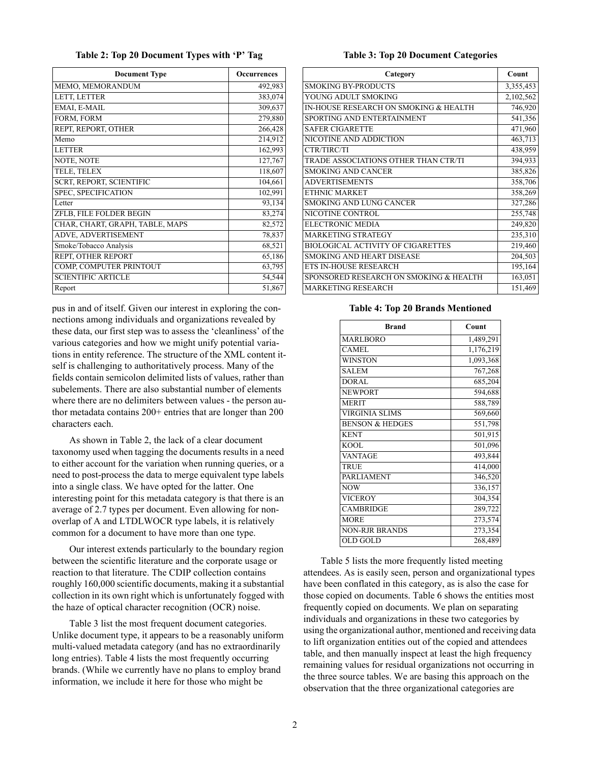**Table 2: Top 20 Document Types with 'P' Tag**

| Document Type | Occurrences |
|---|---|
| MEMO, MEMORANDUM | 492,983 |
| LETT, LETTER | 383,074 |
| EMAI, E-MAIL | 309,637 |
| FORM, FORM | 279,880 |
| REPT, REPORT, OTHER | 266,428 |
| Memo | 214,912 |
| LETTER | 162,993 |
| NOTE, NOTE | 127,767 |
| TELE, TELEX | 118,607 |
| SCRT, REPORT, SCIENTIFIC | 104,661 |
| SPEC, SPECIFICATION | 102,991 |
| Letter | 93,134 |
| ZFLB, FILE FOLDER BEGIN | 83,274 |
| CHAR, CHART, GRAPH, TABLE, MAPS | 82,572 |
| ADVE, ADVERTISEMENT | 78,837 |
| Smoke/Tobacco Analysis | 68,521 |
| REPT, OTHER REPORT | 65,186 |
| COMP, COMPUTER PRINTOUT | 63,795 |
| SCIENTIFIC ARTICLE | 54,544 |
| Report | 51,867 |

pus in and of itself. Given our interest in exploring the connections among individuals and organizations revealed by these data, our first step was to assess the 'cleanliness' of the various categories and how we might unify potential variations in entity reference. The structure of the XML content itself is challenging to authoritatively process. Many of the fields contain semicolon delimited lists of values, rather than subelements. There are also substantial number of elements where there are no delimiters between values - the person author metadata contains 200+ entries that are longer than 200 characters each.

As shown in Table 2, the lack of a clear document taxonomy used when tagging the documents results in a need to either account for the variation when running queries, or a need to post-process the data to merge equivalent type labels into a single class. We have opted for the latter. One interesting point for this metadata category is that there is an average of 2.7 types per document. Even allowing for non-overlap of A and LTDLWOCR type labels, it is relatively common for a document to have more than one type.

Our interest extends particularly to the boundary region between the scientific literature and the corporate usage or reaction to that literature. The CDIP collection contains roughly 160,000 scientific documents, making it a substantial collection in its own right which is unfortunately fogged with the haze of optical character recognition (OCR) noise.

Table 3 list the most frequent document categories. Unlike document type, it appears to be a reasonably uniform multi-valued metadata category (and has no extraordinarily long entries). Table 4 lists the most frequently occurring brands. (While we currently have no plans to employ brand information, we include it here for those who might be

**Table 3: Top 20 Document Categories**

| Category | Count |
|---|---|
| SMOKING BY-PRODUCTS | 3,355,453 |
| YOUNG ADULT SMOKING | 2,102,562 |
| IN-HOUSE RESEARCH ON SMOKING & HEALTH | 746,920 |
| SPORTING AND ENTERTAINMENT | 541,356 |
| SAFER CIGARETTE | 471,960 |
| NICOTINE AND ADDICTION | 463,713 |
| CTR/TIRC/TI | 438,959 |
| TRADE ASSOCIATIONS OTHER THAN CTR/TI | 394,933 |
| SMOKING AND CANCER | 385,826 |
| ADVERTISEMENTS | 358,706 |
| ETHNIC MARKET | 358,269 |
| SMOKING AND LUNG CANCER | 327,286 |
| NICOTINE CONTROL | 255,748 |
| ELECTRONIC MEDIA | 249,820 |
| MARKETING STRATEGY | 235,310 |
| BIOLOGICAL ACTIVITY OF CIGARETTES | 219,460 |
| SMOKING AND HEART DISEASE | 204,503 |
| ETS IN-HOUSE RESEARCH | 195,164 |
| SPONSORED RESEARCH ON SMOKING & HEALTH | 163,051 |
| MARKETING RESEARCH | 151,469 |

**Table 4: Top 20 Brands Mentioned**

| Brand | Count |
|---|---|
| MARLBORO | 1,489,291 |
| CAMEL | 1,176,219 |
| WINSTON | 1,093,368 |
| SALEM | 767,268 |
| DORAL | 685,204 |
| NEWPORT | 594,688 |
| MERIT | 588,789 |
| VIRGINIA SLIMS | 569,660 |
| BENSON & HEDGES | 551,798 |
| KENT | 501,915 |
| KOOL | 501,096 |
| VANTAGE | 493,844 |
| TRUE | 414,000 |
| PARLIAMENT | 346,520 |
| NOW | 336,157 |
| VICEROY | 304,354 |
| CAMBRIDGE | 289,722 |
| MORE | 273,574 |
| NON-RJR BRANDS | 273,354 |
| OLD GOLD | 268,489 |

Table 5 lists the more frequently listed meeting attendees. As is easily seen, person and organizational types have been conflated in this category, as is also the case for those copied on documents. Table 6 shows the entities most frequently copied on documents. We plan on separating individuals and organizations in these two categories by using the organizational author, mentioned and receiving data to lift organization entities out of the copied and attendees table, and then manually inspect at least the high frequency remaining values for residual organizations not occurring in the three source tables. We are basing this approach on the observation that the three organizational categories are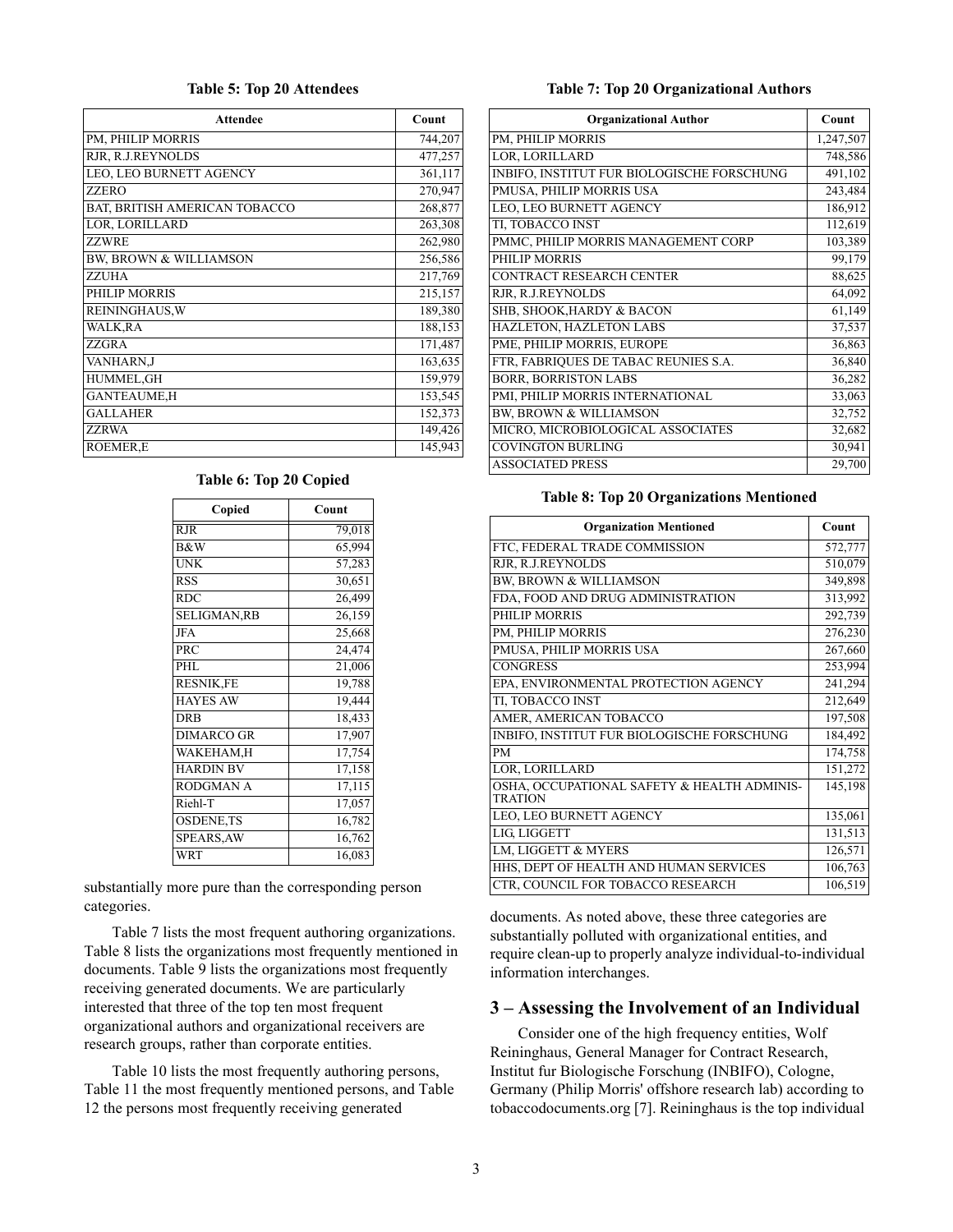**Table 5: Top 20 Attendees**

| Attendee | Count |
|---|---|
| PM, PHILIP MORRIS | 744,207 |
| RJR, R.J.REYNOLDS | 477,257 |
| LEO, LEO BURNETT AGENCY | 361,117 |
| ZZERO | 270,947 |
| BAT, BRITISH AMERICAN TOBACCO | 268,877 |
| LOR, LORILLARD | 263,308 |
| ZZWRE | 262,980 |
| BW, BROWN & WILLIAMSON | 256,586 |
| ZZUHA | 217,769 |
| PHILIP MORRIS | 215,157 |
| REININGHAUS,W | 189,380 |
| WALK,RA | 188,153 |
| ZZGRA | 171,487 |
| VANHARN,J | 163,635 |
| HUMMEL,GH | 159,979 |
| GANTEAUME,H | 153,545 |
| GALLAHER | 152,373 |
| ZZRWA | 149,426 |
| ROEMER,E | 145,943 |

**Table 6: Top 20 Copied**

| Copied | Count |
|---|---|
| RJR | 79,018 |
| B&W | 65,994 |
| UNK | 57,283 |
| RSS | 30,651 |
| RDC | 26,499 |
| SELIGMAN,RB | 26,159 |
| JFA | 25,668 |
| PRC | 24,474 |
| PHL | 21,006 |
| RESNIK,FE | 19,788 |
| HAYES AW | 19,444 |
| DRB | 18,433 |
| DIMARCO GR | 17,907 |
| WAKEHAM,H | 17,754 |
| HARDIN BV | 17,158 |
| RODGMAN A | 17,115 |
| Riehl-T | 17,057 |
| OSDENE,TS | 16,782 |
| SPEARS,AW | 16,762 |
| WRT | 16,083 |

substantially more pure than the corresponding person categories.

Table 7 lists the most frequent authoring organizations. Table 8 lists the organizations most frequently mentioned in documents. Table 9 lists the organizations most frequently receiving generated documents. We are particularly interested that three of the top ten most frequent organizational authors and organizational receivers are research groups, rather than corporate entities.

Table 10 lists the most frequently authoring persons, Table 11 the most frequently mentioned persons, and Table 12 the persons most frequently receiving generated documents. As noted above, these three categories are substantially polluted with organizational entities, and require clean-up to properly analyze individual-to-individual information interchanges.

**Table 7: Top 20 Organizational Authors**

| Organizational Author | Count |
|---|---|
| PM, PHILIP MORRIS | 1,247,507 |
| LOR, LORILLARD | 748,586 |
| INBIFO, INSTITUT FUR BIOLOGISCHE FORSCHUNG | 491,102 |
| PMUSA, PHILIP MORRIS USA | 243,484 |
| LEO, LEO BURNETT AGENCY | 186,912 |
| TI, TOBACCO INST | 112,619 |
| PMMC, PHILIP MORRIS MANAGEMENT CORP | 103,389 |
| PHILIP MORRIS | 99,179 |
| CONTRACT RESEARCH CENTER | 88,625 |
| RJR, R.J.REYNOLDS | 64,092 |
| SHB, SHOOK,HARDY & BACON | 61,149 |
| HAZLETON, HAZLETON LABS | 37,537 |
| PME, PHILIP MORRIS, EUROPE | 36,863 |
| FTR, FABRIQUES DE TABAC REUNIES S.A. | 36,840 |
| BORR, BORRISTON LABS | 36,282 |
| PMI, PHILIP MORRIS INTERNATIONAL | 33,063 |
| BW, BROWN & WILLIAMSON | 32,752 |
| MICRO, MICROBIOLOGICAL ASSOCIATES | 32,682 |
| COVINGTON BURLING | 30,941 |
| ASSOCIATED PRESS | 29,700 |

**Table 8: Top 20 Organizations Mentioned**

| Organization Mentioned | Count |
|---|---|
| FTC, FEDERAL TRADE COMMISSION | 572,777 |
| RJR, R.J.REYNOLDS | 510,079 |
| BW, BROWN & WILLIAMSON | 349,898 |
| FDA, FOOD AND DRUG ADMINISTRATION | 313,992 |
| PHILIP MORRIS | 292,739 |
| PM, PHILIP MORRIS | 276,230 |
| PMUSA, PHILIP MORRIS USA | 267,660 |
| CONGRESS | 253,994 |
| EPA, ENVIRONMENTAL PROTECTION AGENCY | 241,294 |
| TI, TOBACCO INST | 212,649 |
| AMER, AMERICAN TOBACCO | 197,508 |
| INBIFO, INSTITUT FUR BIOLOGISCHE FORSCHUNG | 184,492 |
| PM | 174,758 |
| LOR, LORILLARD | 151,272 |
| OSHA, OCCUPATIONAL SAFETY & HEALTH ADMINISTRATION | 145,198 |
| LEO, LEO BURNETT AGENCY | 135,061 |
| LIG, LIGGETT | 131,513 |
| LM, LIGGETT & MYERS | 126,571 |
| HHS, DEPT OF HEALTH AND HUMAN SERVICES | 106,763 |
| CTR, COUNCIL FOR TOBACCO RESEARCH | 106,519 |

## 3 – Assessing the Involvement of an Individual

Consider one of the high frequency entities, Wolf Reininghaus, General Manager for Contract Research, Institut fur Biologische Forschung (INBIFO), Cologne, Germany (Philip Morris' offshore research lab) according to tobaccodocuments.org [7]. Reininghaus is the top individual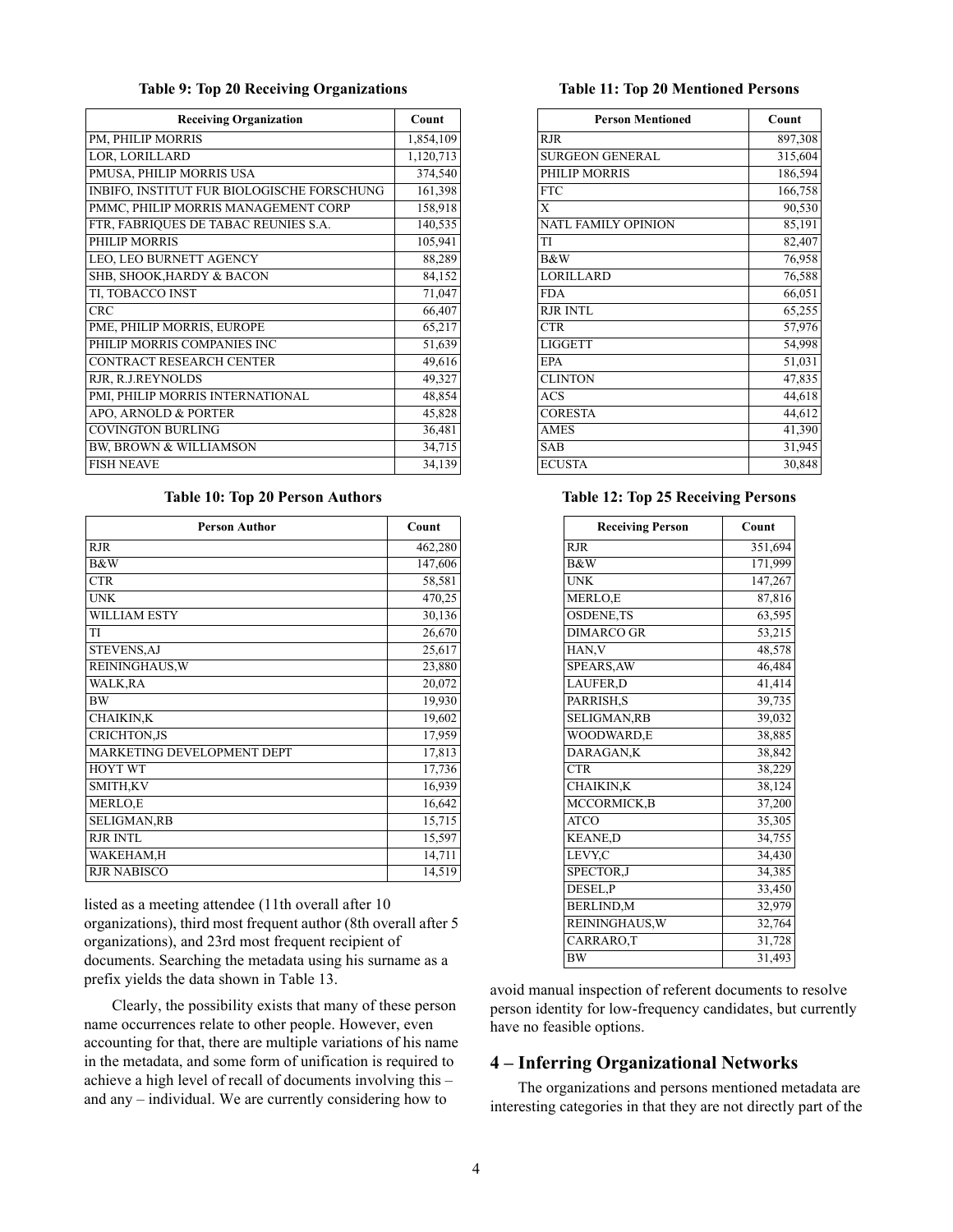**Table 9: Top 20 Receiving Organizations**

| Receiving Organization | Count |
|---|---|
| PM, PHILIP MORRIS | 1,854,109 |
| LOR, LORILLARD | 1,120,713 |
| PMUSA, PHILIP MORRIS USA | 374,540 |
| INBIFO, INSTITUT FUR BIOLOGISCHE FORSCHUNG | 161,398 |
| PMMC, PHILIP MORRIS MANAGEMENT CORP | 158,918 |
| FTR, FABRIQUES DE TABAC REUNIES S.A. | 140,535 |
| PHILIP MORRIS | 105,941 |
| LEO, LEO BURNETT AGENCY | 88,289 |
| SHB, SHOOK,HARDY & BACON | 84,152 |
| TI, TOBACCO INST | 71,047 |
| CRC | 66,407 |
| PME, PHILIP MORRIS, EUROPE | 65,217 |
| PHILIP MORRIS COMPANIES INC | 51,639 |
| CONTRACT RESEARCH CENTER | 49,616 |
| RJR, R.J.REYNOLDS | 49,327 |
| PMI, PHILIP MORRIS INTERNATIONAL | 48,854 |
| APO, ARNOLD & PORTER | 45,828 |
| COVINGTON BURLING | 36,481 |
| BW, BROWN & WILLIAMSON | 34,715 |
| FISH NEAVE | 34,139 |

**Table 10: Top 20 Person Authors**

| Person Author | Count |
|---|---|
| RJR | 462,280 |
| B&W | 147,606 |
| CTR | 58,581 |
| UNK | 470,25 |
| WILLIAM ESTY | 30,136 |
| TI | 26,670 |
| STEVENS,AJ | 25,617 |
| REININGHAUS,W | 23,880 |
| WALK,RA | 20,072 |
| BW | 19,930 |
| CHAIKIN,K | 19,602 |
| CRICHTON,JS | 17,959 |
| MARKETING DEVELOPMENT DEPT | 17,813 |
| HOYT WT | 17,736 |
| SMITH,KV | 16,939 |
| MERLO,E | 16,642 |
| SELIGMAN,RB | 15,715 |
| RJR INTL | 15,597 |
| WAKEHAM,H | 14,711 |
| RJR NABISCO | 14,519 |

listed as a meeting attendee (11th overall after 10 organizations), third most frequent author (8th overall after 5 organizations), and 23rd most frequent recipient of documents. Searching the metadata using his surname as a prefix yields the data shown in Table 13.

Clearly, the possibility exists that many of these person name occurrences relate to other people. However, even accounting for that, there are multiple variations of his name in the metadata, and some form of unification is required to achieve a high level of recall of documents involving this – and any – individual. We are currently considering how to avoid manual inspection of referent documents to resolve person identity for low-frequency candidates, but currently have no feasible options.

**Table 11: Top 20 Mentioned Persons**

| Person Mentioned | Count |
|---|---|
| RJR | 897,308 |
| SURGEON GENERAL | 315,604 |
| PHILIP MORRIS | 186,594 |
| FTC | 166,758 |
| X | 90,530 |
| NATL FAMILY OPINION | 85,191 |
| TI | 82,407 |
| B&W | 76,958 |
| LORILLARD | 76,588 |
| FDA | 66,051 |
| RJR INTL | 65,255 |
| CTR | 57,976 |
| LIGGETT | 54,998 |
| EPA | 51,031 |
| CLINTON | 47,835 |
| ACS | 44,618 |
| CORESTA | 44,612 |
| AMES | 41,390 |
| SAB | 31,945 |
| ECUSTA | 30,848 |

**Table 12: Top 25 Receiving Persons**

| Receiving Person | Count |
|---|---|
| RJR | 351,694 |
| B&W | 171,999 |
| UNK | 147,267 |
| MERLO,E | 87,816 |
| OSDENE,TS | 63,595 |
| DIMARCO GR | 53,215 |
| HAN,V | 48,578 |
| SPEARS,AW | 46,484 |
| LAUFER,D | 41,414 |
| PARRISH,S | 39,735 |
| SELIGMAN,RB | 39,032 |
| WOODWARD,E | 38,885 |
| DARAGAN,K | 38,842 |
| CTR | 38,229 |
| CHAIKIN,K | 38,124 |
| MCCORMICK,B | 37,200 |
| ATCO | 35,305 |
| KEANE,D | 34,755 |
| LEVY,C | 34,430 |
| SPECTOR,J | 34,385 |
| DESEL,P | 33,450 |
| BERLIND,M | 32,979 |
| REININGHAUS,W | 32,764 |
| CARRARO,T | 31,728 |
| BW | 31,493 |

## 4 – Inferring Organizational Networks

The organizations and persons mentioned metadata are interesting categories in that they are not directly part of the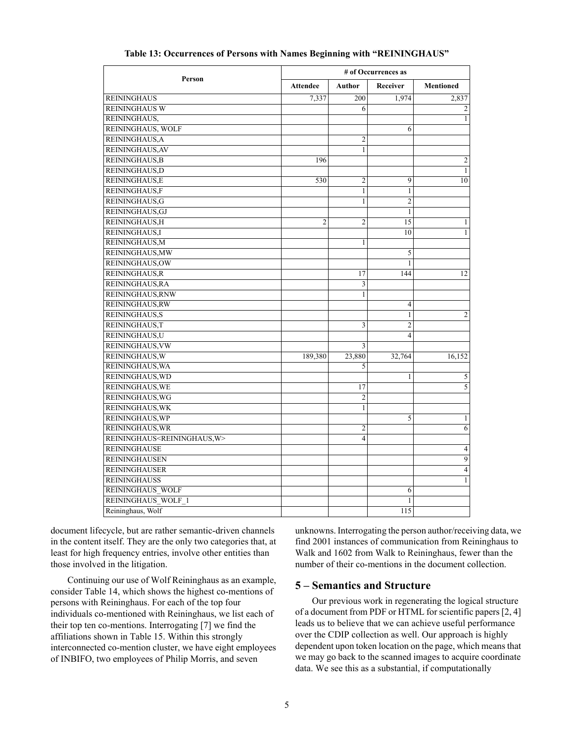**Table 13: Occurrences of Persons with Names Beginning with “REININGHAUS”**

| Person | # of Occurrences as | | | |
|---|---|---|---|---|
| | Attendee | Author | Receiver | Mentioned |
| REININGHAUS | 7,337 | 200 | 1,974 | 2,837 |
| REININGHAUS W | | 6 | | 2 |
| REININGHAUS, | | | | 1 |
| REININGHAUS, WOLF | | | 6 | |
| REININGHAUS,A | | 2 | | |
| REININGHAUS,AV | | 1 | | |
| REININGHAUS,B | 196 | | | 2 |
| REININGHAUS,D | | | | 1 |
| REININGHAUS,E | 530 | 2 | 9 | 10 |
| REININGHAUS,F | | 1 | 1 | |
| REININGHAUS,G | | 1 | 2 | |
| REININGHAUS,GJ | | | 1 | |
| REININGHAUS,H | 2 | 2 | 15 | 1 |
| REININGHAUS,I | | | 10 | 1 |
| REININGHAUS,M | | 1 | | |
| REININGHAUS,MW | | | 5 | |
| REININGHAUS,OW | | | 1 | |
| REININGHAUS,R | | 17 | 144 | 12 |
| REININGHAUS,RA | | 3 | | |
| REININGHAUS,RNW | | 1 | | |
| REININGHAUS,RW | | | 4 | |
| REININGHAUS,S | | | 1 | 2 |
| REININGHAUS,T | | 3 | 2 | |
| REININGHAUS,U | | | 4 | |
| REININGHAUS,VW | | 3 | | |
| REININGHAUS,W | 189,380 | 23,880 | 32,764 | 16,152 |
| REININGHAUS,WA | | 5 | | |
| REININGHAUS,WD | | | 1 | 5 |
| REININGHAUS,WE | | 17 | | 5 |
| REININGHAUS,WG | | 2 | | |
| REININGHAUS,WK | | 1 | | |
| REININGHAUS,WP | | | 5 | 1 |
| REININGHAUS,WR | | 2 | | 6 |
| REININGHAUS<REININGHAUS,W> | | 4 | | |
| REININGHAUSE | | | | 4 |
| REININGHAUSEN | | | | 9 |
| REININGHAUSER | | | | 4 |
| REININGHAUSS | | | | 1 |
| REININGHAUS_WOLF | | | 6 | |
| REININGHAUS_WOLF_1 | | | 1 | |
| Reininghaus, Wolf | | | 115 | |

document lifecycle, but are rather semantic-driven channels in the content itself. They are the only two categories that, at least for high frequency entries, involve other entities than those involved in the litigation.

Continuing our use of Wolf Reininghaus as an example, consider Table 14, which shows the highest co-mentions of persons with Reininghaus. For each of the top four individuals co-mentioned with Reininghaus, we list each of their top ten co-mentions. Interrogating [7] we find the affiliations shown in Table 15. Within this strongly interconnected co-mention cluster, we have eight employees of INBIFO, two employees of Philip Morris, and seven unknowns. Interrogating the person author/receiving data, we find 2001 instances of communication from Reininghaus to Walk and 1602 from Walk to Reininghaus, fewer than the number of their co-mentions in the document collection.

## 5 – Semantics and Structure

Our previous work in regenerating the logical structure of a document from PDF or HTML for scientific papers [2, 4] leads us to believe that we can achieve useful performance over the CDIP collection as well. Our approach is highly dependent upon token location on the page, which means that we may go back to the scanned images to acquire coordinate data. We see this as a substantial, if computationally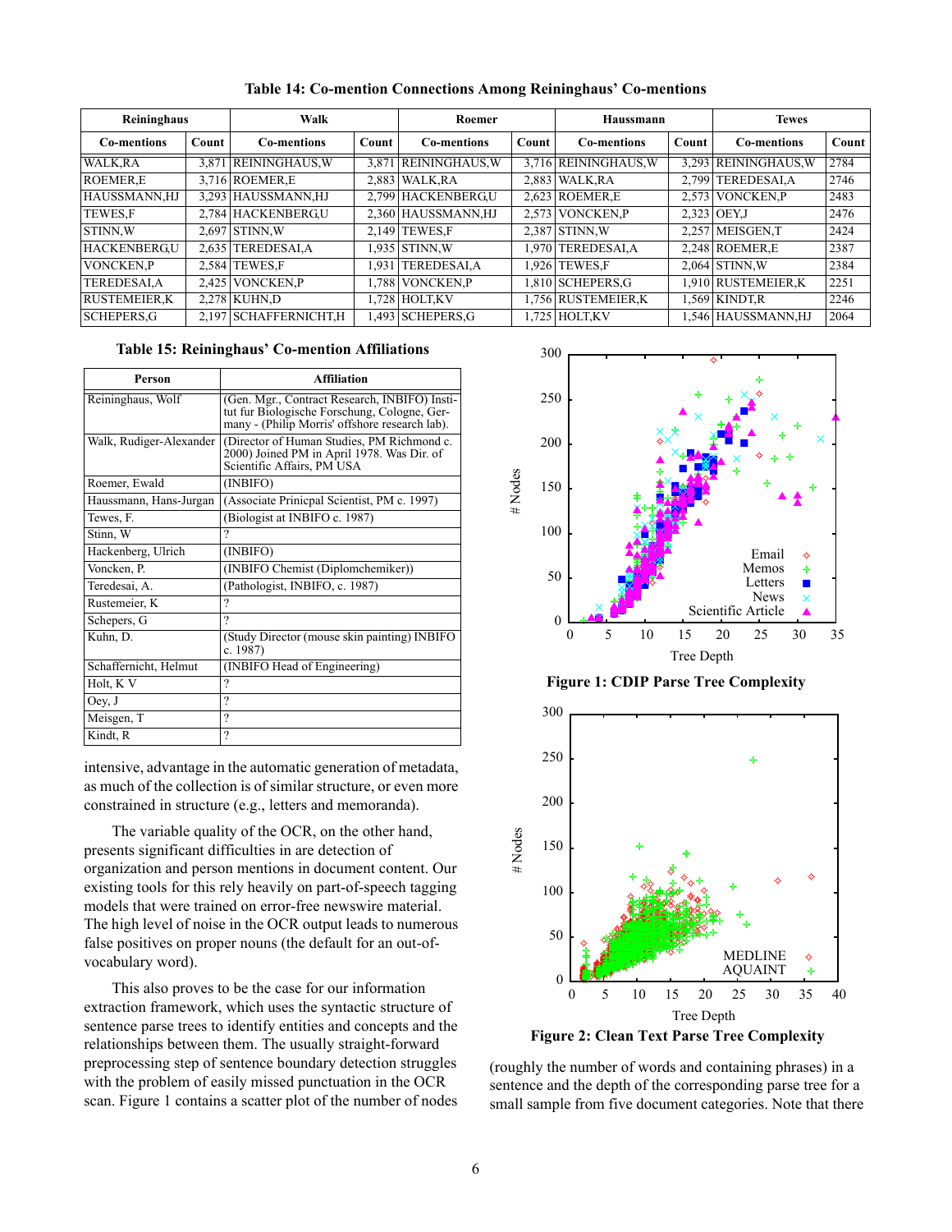**Table 14: Co-mention Connections Among Reininghaus' Co-mentions**

| Reininghaus | | Walk | | Roemer | | Haussmann | | Tewes | |
|---|---|---|---|---|---|---|---|---|---|
| Co-mentions | Count | Co-mentions | Count | Co-mentions | Count | Co-mentions | Count | Co-mentions | Count |
| WALK,RA | 3,871 | REININGHAUS,W | 3,871 | REININGHAUS,W | 3,716 | REININGHAUS,W | 3,293 | REININGHAUS,W | 2784 |
| ROEMER,E | 3,716 | ROEMER,E | 2,883 | WALK,RA | 2,883 | WALK,RA | 2,799 | TEREDESAI,A | 2746 |
| HAUSSMANN,HJ | 3,293 | HAUSSMANN,HJ | 2,799 | HACKENBERG,U | 2,623 | ROEMER,E | 2,573 | VONCKEN,P | 2483 |
| TEWES,F | 2,784 | HACKENBERG,U | 2,360 | HAUSSMANN,HJ | 2,573 | VONCKEN,P | 2,323 | OEY,J | 2476 |
| STINN,W | 2,697 | STINN,W | 2,149 | TEWES,F | 2,387 | STINN,W | 2,257 | MEISGEN,T | 2424 |
| HACKENBERG,U | 2,635 | TEREDESAI,A | 1,935 | STINN,W | 1,970 | TEREDESAI,A | 2,248 | ROEMER,E | 2387 |
| VONCKEN,P | 2,584 | TEWES,F | 1,931 | TEREDESAI,A | 1,926 | TEWES,F | 2,064 | STINN,W | 2384 |
| TEREDESAI,A | 2,425 | VONCKEN,P | 1,788 | VONCKEN,P | 1,810 | SCHEPERS,G | 1,910 | RUSTEMEIER,K | 2251 |
| RUSTEMEIER,K | 2,278 | KUHN,D | 1,728 | HOLT,KV | 1,756 | RUSTEMEIER,K | 1,569 | KINDT,R | 2246 |
| SCHEPERS,G | 2,197 | SCHAFFERNICHT,H | 1,493 | SCHEPERS,G | 1,725 | HOLT,KV | 1,546 | HAUSSMANN,HJ | 2064 |

**Table 15: Reininghaus' Co-mention Affiliations**

| Person | Affiliation |
|---|---|
| Reininghaus, Wolf | (Gen. Mgr., Contract Research, INBIFO) Institut fur Biologische Forschung, Cologne, Germany - (Philip Morris' offshore research lab). |
| Walk, Rudiger-Alexander | (Director of Human Studies, PM Richmond c. 2000) Joined PM in April 1978. Was Dir. of Scientific Affairs, PM USA |
| Roemer, Ewald | (INBIFO) |
| Haussmann, Hans-Jurgan | (Associate Prinicpal Scientist, PM c. 1997) |
| Tewes, F. | (Biologist at INBIFO c. 1987) |
| Stinn, W | ? |
| Hackenberg, Ulrich | (INBIFO) |
| Voncken, P. | (INBIFO Chemist (Diplomchemiker)) |
| Teredesai, A. | (Pathologist, INBIFO, c. 1987) |
| Rustemeier, K | ? |
| Schepers, G | ? |
| Kuhn, D. | (Study Director (mouse skin painting) INBIFO c. 1987) |
| Schaffernicht, Helmut | (INBIFO Head of Engineering) |
| Holt, K V | ? |
| Oey, J | ? |
| Meisgen, T | ? |
| Kindt, R | ? |

intensive, advantage in the automatic generation of metadata, as much of the collection is of similar structure, or even more constrained in structure (e.g., letters and memoranda).

The variable quality of the OCR, on the other hand, presents significant difficulties in are detection of organization and person mentions in document content. Our existing tools for this rely heavily on part-of-speech tagging models that were trained on error-free newswire material. The high level of noise in the OCR output leads to numerous false positives on proper nouns (the default for an out-of-vocabulary word).

This also proves to be the case for our information extraction framework, which uses the syntactic structure of sentence parse trees to identify entities and concepts and the relationships between them. The usually straight-forward preprocessing step of sentence boundary detection struggles with the problem of easily missed punctuation in the OCR scan. Figure 1 contains a scatter plot of the number of nodes (roughly the number of words and containing phrases) in a sentence and the depth of the corresponding parse tree for a small sample from five document categories. Note that there

**Figure 1: CDIP Parse Tree Complexity**

**Figure 2: Clean Text Parse Tree Complexity**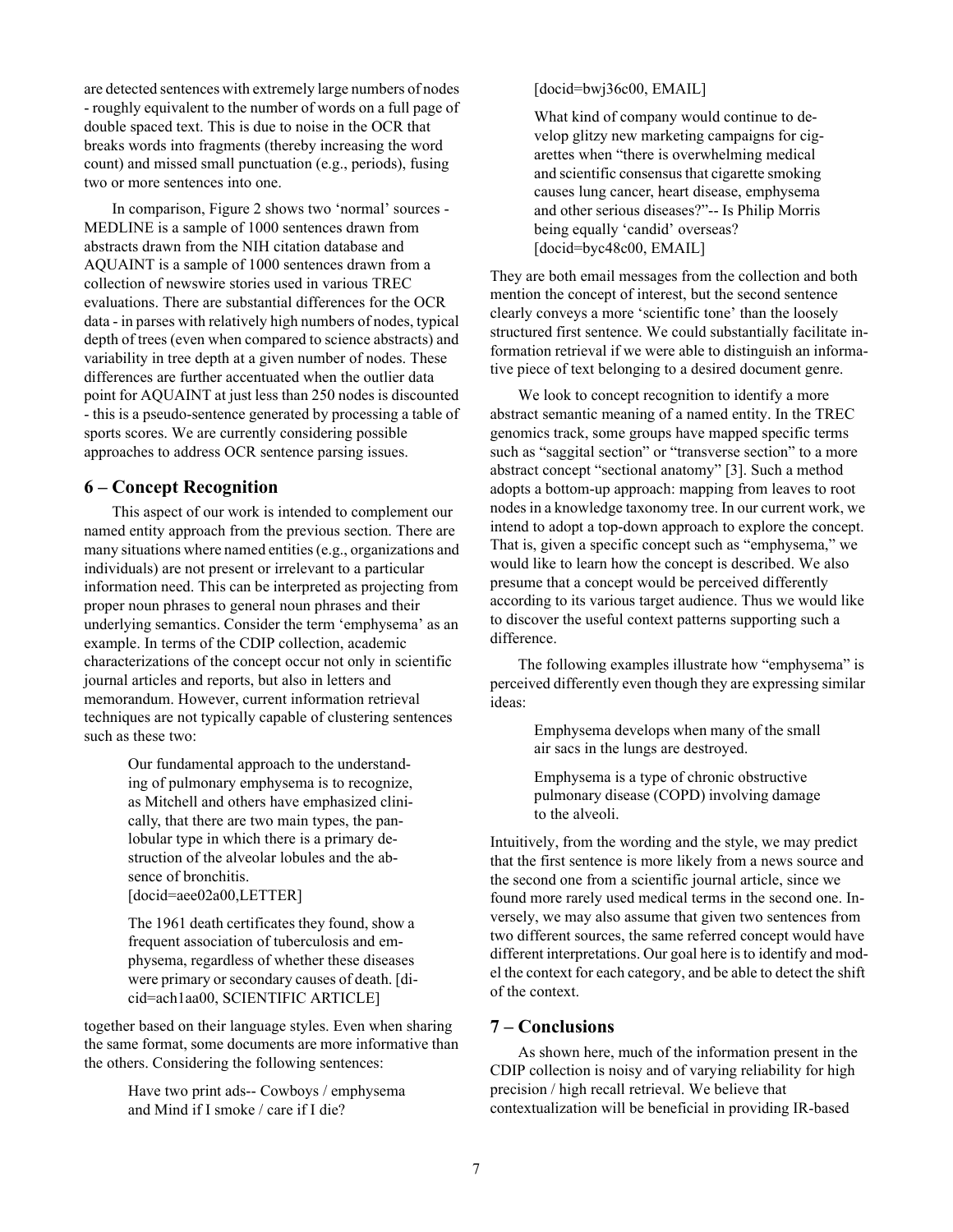are detected sentences with extremely large numbers of nodes - roughly equivalent to the number of words on a full page of double spaced text. This is due to noise in the OCR that breaks words into fragments (thereby increasing the word count) and missed small punctuation (e.g., periods), fusing two or more sentences into one.

In comparison, Figure 2 shows two 'normal' sources - MEDLINE is a sample of 1000 sentences drawn from abstracts drawn from the NIH citation database and AQUAINT is a sample of 1000 sentences drawn from a collection of newswire stories used in various TREC evaluations. There are substantial differences for the OCR data - in parses with relatively high numbers of nodes, typical depth of trees (even when compared to science abstracts) and variability in tree depth at a given number of nodes. These differences are further accentuated when the outlier data point for AQUAINT at just less than 250 nodes is discounted - this is a pseudo-sentence generated by processing a table of sports scores. We are currently considering possible approaches to address OCR sentence parsing issues.

## 6 – Concept Recognition

This aspect of our work is intended to complement our named entity approach from the previous section. There are many situations where named entities (e.g., organizations and individuals) are not present or irrelevant to a particular information need. This can be interpreted as projecting from proper noun phrases to general noun phrases and their underlying semantics. Consider the term 'emphysema' as an example. In terms of the CDIP collection, academic characterizations of the concept occur not only in scientific journal articles and reports, but also in letters and memorandum. However, current information retrieval techniques are not typically capable of clustering sentences such as these two:

> Our fundamental approach to the understanding of pulmonary emphysema is to recognize, as Mitchell and others have emphasized clinically, that there are two main types, the panlobular type in which there is a primary destruction of the alveolar lobules and the absence of bronchitis. [docid=aee02a00,LETTER]
>
> The 1961 death certificates they found, show a frequent association of tuberculosis and emphysema, regardless of whether these diseases were primary or secondary causes of death. [dicid=ach1aa00, SCIENTIFIC ARTICLE]

together based on their language styles. Even when sharing the same format, some documents are more informative than the others. Considering the following sentences:

> Have two print ads-- Cowboys / emphysema and Mind if I smoke / care if I die? [docid=bwj36c00, EMAIL]
>
> What kind of company would continue to develop glitzy new marketing campaigns for cigarettes when "there is overwhelming medical and scientific consensus that cigarette smoking causes lung cancer, heart disease, emphysema and other serious diseases?"-- Is Philip Morris being equally 'candid' overseas? [docid=byc48c00, EMAIL]

They are both email messages from the collection and both mention the concept of interest, but the second sentence clearly conveys a more 'scientific tone' than the loosely structured first sentence. We could substantially facilitate information retrieval if we were able to distinguish an informative piece of text belonging to a desired document genre.

We look to concept recognition to identify a more abstract semantic meaning of a named entity. In the TREC genomics track, some groups have mapped specific terms such as "saggital section" or "transverse section" to a more abstract concept "sectional anatomy" [3]. Such a method adopts a bottom-up approach: mapping from leaves to root nodes in a knowledge taxonomy tree. In our current work, we intend to adopt a top-down approach to explore the concept. That is, given a specific concept such as "emphysema," we would like to learn how the concept is described. We also presume that a concept would be perceived differently according to its various target audience. Thus we would like to discover the useful context patterns supporting such a difference.

The following examples illustrate how "emphysema" is perceived differently even though they are expressing similar ideas:

> Emphysema develops when many of the small air sacs in the lungs are destroyed.
>
> Emphysema is a type of chronic obstructive pulmonary disease (COPD) involving damage to the alveoli.

Intuitively, from the wording and the style, we may predict that the first sentence is more likely from a news source and the second one from a scientific journal article, since we found more rarely used medical terms in the second one. Inversely, we may also assume that given two sentences from two different sources, the same referred concept would have different interpretations. Our goal here is to identify and model the context for each category, and be able to detect the shift of the context.

## 7 – Conclusions

As shown here, much of the information present in the CDIP collection is noisy and of varying reliability for high precision / high recall retrieval. We believe that contextualization will be beneficial in providing IR-based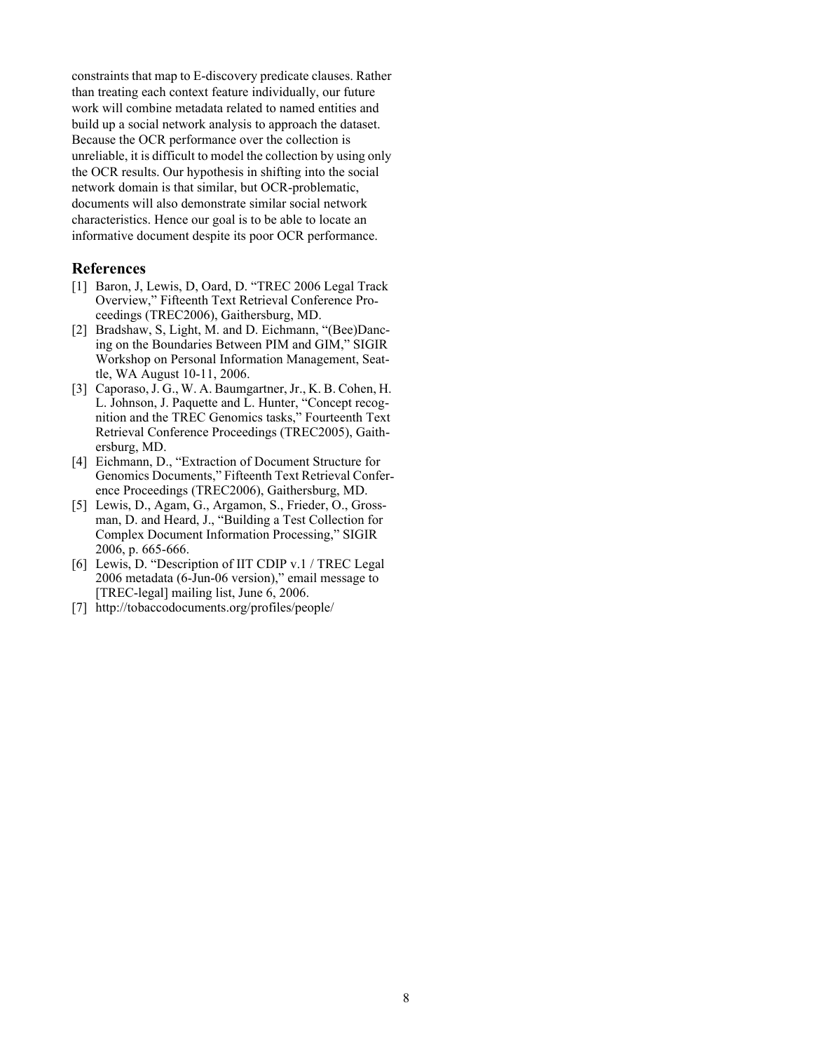constraints that map to E-discovery predicate clauses. Rather than treating each context feature individually, our future work will combine metadata related to named entities and build up a social network analysis to approach the dataset. Because the OCR performance over the collection is unreliable, it is difficult to model the collection by using only the OCR results. Our hypothesis in shifting into the social network domain is that similar, but OCR-problematic, documents will also demonstrate similar social network characteristics. Hence our goal is to be able to locate an informative document despite its poor OCR performance.

## References

[1] Baron, J, Lewis, D, Oard, D. "TREC 2006 Legal Track Overview," Fifteenth Text Retrieval Conference Proceedings (TREC2006), Gaithersburg, MD.

[2] Bradshaw, S, Light, M. and D. Eichmann, "(Bee)Dancing on the Boundaries Between PIM and GIM," SIGIR Workshop on Personal Information Management, Seattle, WA August 10-11, 2006.

[3] Caporaso, J. G., W. A. Baumgartner, Jr., K. B. Cohen, H. L. Johnson, J. Paquette and L. Hunter, "Concept recognition and the TREC Genomics tasks," Fourteenth Text Retrieval Conference Proceedings (TREC2005), Gaithersburg, MD.

[4] Eichmann, D., "Extraction of Document Structure for Genomics Documents," Fifteenth Text Retrieval Conference Proceedings (TREC2006), Gaithersburg, MD.

[5] Lewis, D., Agam, G., Argamon, S., Frieder, O., Grossman, D. and Heard, J., "Building a Test Collection for Complex Document Information Processing," SIGIR 2006, p. 665-666.

[6] Lewis, D. "Description of IIT CDIP v.1 / TREC Legal 2006 metadata (6-Jun-06 version)," email message to [TREC-legal] mailing list, June 6, 2006.

[7] http://tobaccodocuments.org/profiles/people/